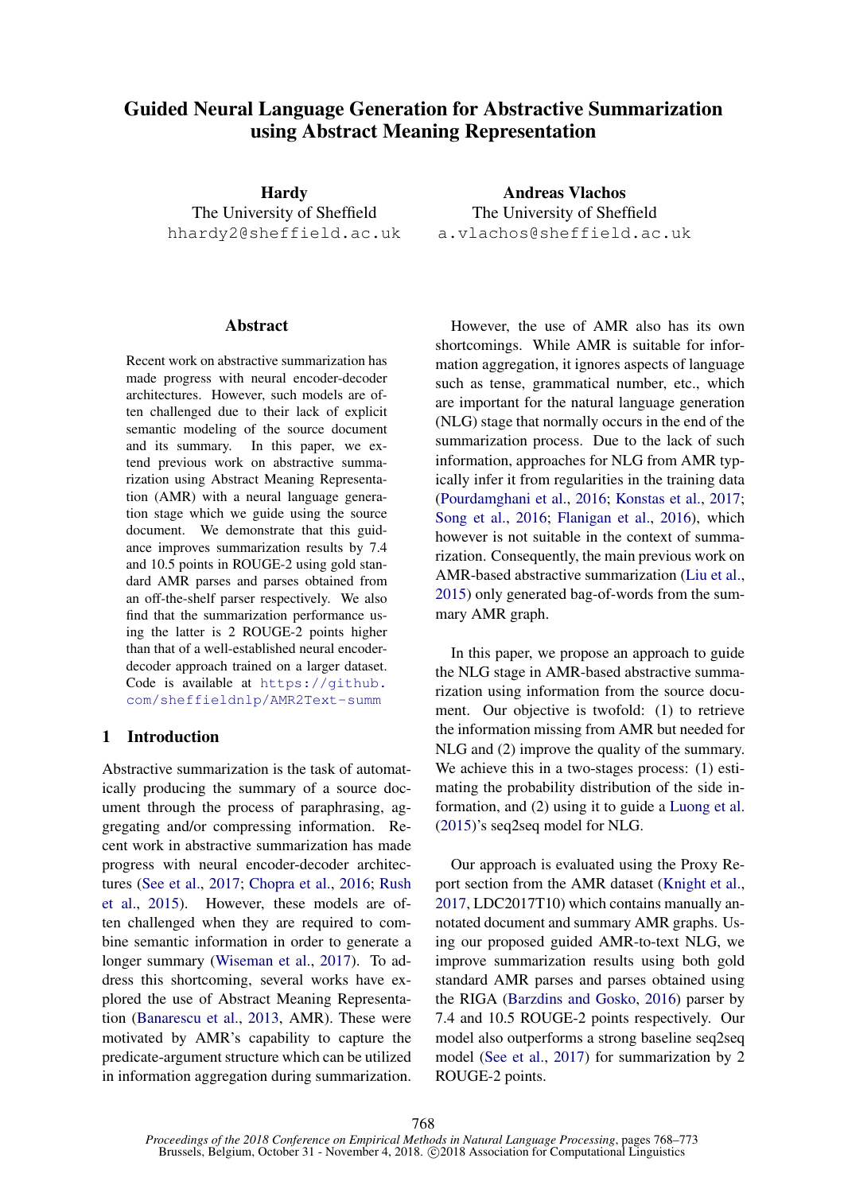# Guided Neural Language Generation for Abstractive Summarization using Abstract Meaning Representation

**Hardy**
The University of Sheffield
hhardy2@sheffield.ac.uk

**Andreas Vlachos**
The University of Sheffield
a.vlachos@sheffield.ac.uk

## Abstract

Recent work on abstractive summarization has made progress with neural encoder-decoder architectures. However, such models are often challenged due to their lack of explicit semantic modeling of the source document and its summary. In this paper, we extend previous work on abstractive summarization using Abstract Meaning Representation (AMR) with a neural language generation stage which we guide using the source document. We demonstrate that this guidance improves summarization results by 7.4 and 10.5 points in ROUGE-2 using gold standard AMR parses and parses obtained from an off-the-shelf parser respectively. We also find that the summarization performance using the latter is 2 ROUGE-2 points higher than that of a well-established neural encoder-decoder approach trained on a larger dataset. Code is available at https://github.com/sheffieldnlp/AMR2Text-summ

## 1 Introduction

Abstractive summarization is the task of automatically producing the summary of a source document through the process of paraphrasing, aggregating and/or compressing information. Recent work in abstractive summarization has made progress with neural encoder-decoder architectures (See et al., 2017; Chopra et al., 2016; Rush et al., 2015). However, these models are often challenged when they are required to combine semantic information in order to generate a longer summary (Wiseman et al., 2017). To address this shortcoming, several works have explored the use of Abstract Meaning Representation (Banarescu et al., 2013, AMR). These were motivated by AMR's capability to capture the predicate-argument structure which can be utilized in information aggregation during summarization.

However, the use of AMR also has its own shortcomings. While AMR is suitable for information aggregation, it ignores aspects of language such as tense, grammatical number, etc., which are important for the natural language generation (NLG) stage that normally occurs in the end of the summarization process. Due to the lack of such information, approaches for NLG from AMR typically infer it from regularities in the training data (Pourdamghani et al., 2016; Konstas et al., 2017; Song et al., 2016; Flanigan et al., 2016), which however is not suitable in the context of summarization. Consequently, the main previous work on AMR-based abstractive summarization (Liu et al., 2015) only generated bag-of-words from the summary AMR graph.

In this paper, we propose an approach to guide the NLG stage in AMR-based abstractive summarization using information from the source document. Our objective is twofold: (1) to retrieve the information missing from AMR but needed for NLG and (2) improve the quality of the summary. We achieve this in a two-stages process: (1) estimating the probability distribution of the side information, and (2) using it to guide a Luong et al. (2015)'s seq2seq model for NLG.

Our approach is evaluated using the Proxy Report section from the AMR dataset (Knight et al., 2017, LDC2017T10) which contains manually annotated document and summary AMR graphs. Using our proposed guided AMR-to-text NLG, we improve summarization results using both gold standard AMR parses and parses obtained using the RIGA (Barzdins and Gosko, 2016) parser by 7.4 and 10.5 ROUGE-2 points respectively. Our model also outperforms a strong baseline seq2seq model (See et al., 2017) for summarization by 2 ROUGE-2 points.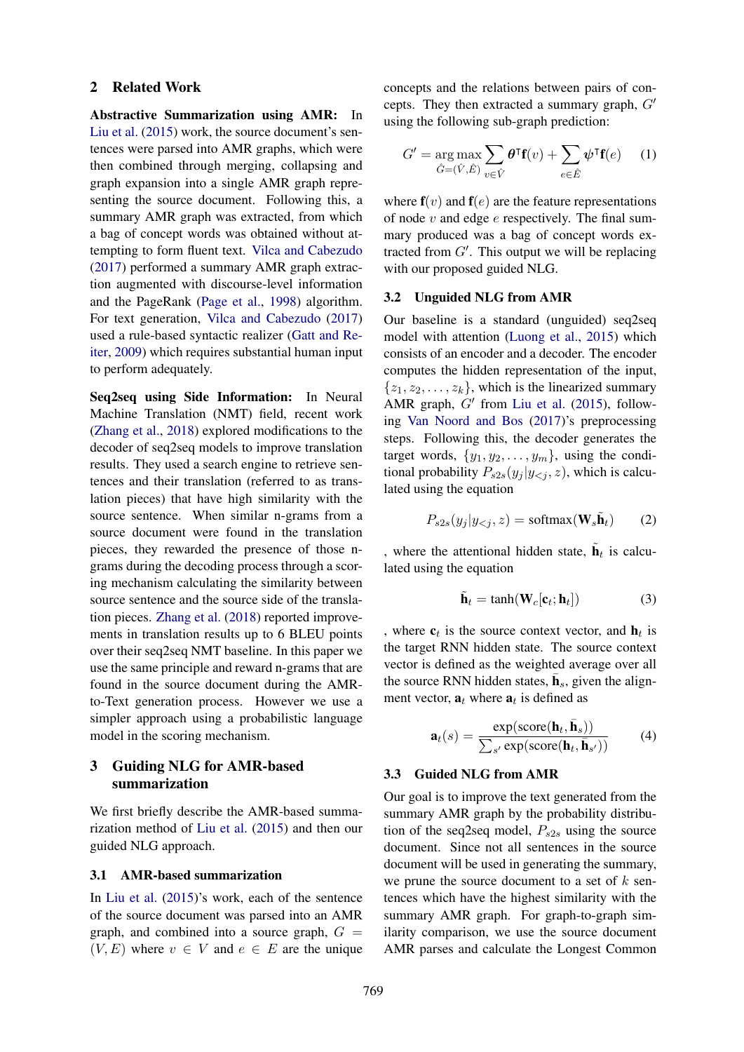## 2 Related Work

**Abstractive Summarization using AMR:** In Liu et al. (2015) work, the source document's sentences were parsed into AMR graphs, which were then combined through merging, collapsing and graph expansion into a single AMR graph representing the source document. Following this, a summary AMR graph was extracted, from which a bag of concept words was obtained without attempting to form fluent text. Vilca and Cabezudo (2017) performed a summary AMR graph extraction augmented with discourse-level information and the PageRank (Page et al., 1998) algorithm. For text generation, Vilca and Cabezudo (2017) used a rule-based syntactic realizer (Gatt and Reiter, 2009) which requires substantial human input to perform adequately.

**Seq2seq using Side Information:** In Neural Machine Translation (NMT) field, recent work (Zhang et al., 2018) explored modifications to the decoder of seq2seq models to improve translation results. They used a search engine to retrieve sentences and their translation (referred to as translation pieces) that have high similarity with the source sentence. When similar n-grams from a source document were found in the translation pieces, they rewarded the presence of those n-grams during the decoding process through a scoring mechanism calculating the similarity between source sentence and the source side of the translation pieces. Zhang et al. (2018) reported improvements in translation results up to 6 BLEU points over their seq2seq NMT baseline. In this paper we use the same principle and reward n-grams that are found in the source document during the AMR-to-Text generation process. However we use a simpler approach using a probabilistic language model in the scoring mechanism.

## 3 Guiding NLG for AMR-based summarization

We first briefly describe the AMR-based summarization method of Liu et al. (2015) and then our guided NLG approach.

### 3.1 AMR-based summarization

In Liu et al. (2015)'s work, each of the sentence of the source document was parsed into an AMR graph, and combined into a source graph, $G = (V, E)$ where $v \in V$ and $e \in E$ are the unique concepts and the relations between pairs of concepts. They then extracted a summary graph, $G'$ using the following sub-graph prediction:

$$G' = \underset{\hat{G}=(\hat{V},\hat{E})}{\arg\max} \sum_{v \in \hat{V}} \boldsymbol{\theta}^{\intercal}\mathbf{f}(v) + \sum_{e \in \hat{E}} \boldsymbol{\psi}^{\intercal}\mathbf{f}(e) \quad (1)$$

where $\mathbf{f}(v)$ and $\mathbf{f}(e)$ are the feature representations of node $v$ and edge $e$ respectively. The final summary produced was a bag of concept words extracted from $G'$. This output we will be replacing with our proposed guided NLG.

### 3.2 Unguided NLG from AMR

Our baseline is a standard (unguided) seq2seq model with attention (Luong et al., 2015) which consists of an encoder and a decoder. The encoder computes the hidden representation of the input, $\{z_1, z_2, \ldots, z_k\}$, which is the linearized summary AMR graph, $G'$ from Liu et al. (2015), following Van Noord and Bos (2017)'s preprocessing steps. Following this, the decoder generates the target words, $\{y_1, y_2, \ldots, y_m\}$, using the conditional probability $P_{s2s}(y_j|y_{<j}, z)$, which is calculated using the equation

$$P_{s2s}(y_j|y_{<j}, z) = \text{softmax}(\mathbf{W}_s\tilde{\mathbf{h}}_t) \quad (2)$$

, where the attentional hidden state, $\tilde{\mathbf{h}}_t$ is calculated using the equation

$$\tilde{\mathbf{h}}_t = \tanh(\mathbf{W}_c[\mathbf{c}_t; \mathbf{h}_t]) \quad (3)$$

, where $\mathbf{c}_t$ is the source context vector, and $\mathbf{h}_t$ is the target RNN hidden state. The source context vector is defined as the weighted average over all the source RNN hidden states, $\bar{\mathbf{h}}_s$, given the alignment vector, $\mathbf{a}_t$ where $\mathbf{a}_t$ is defined as

$$\mathbf{a}_t(s) = \frac{\exp(\text{score}(\mathbf{h}_t, \bar{\mathbf{h}}_s))}{\sum_{s'} \exp(\text{score}(\mathbf{h}_t, \bar{\mathbf{h}}_{s'}))} \quad (4)$$

### 3.3 Guided NLG from AMR

Our goal is to improve the text generated from the summary AMR graph by the probability distribution of the seq2seq model, $P_{s2s}$ using the source document. Since not all sentences in the source document will be used in generating the summary, we prune the source document to a set of $k$ sentences which have the highest similarity with the summary AMR graph. For graph-to-graph similarity comparison, we use the source document AMR parses and calculate the Longest Common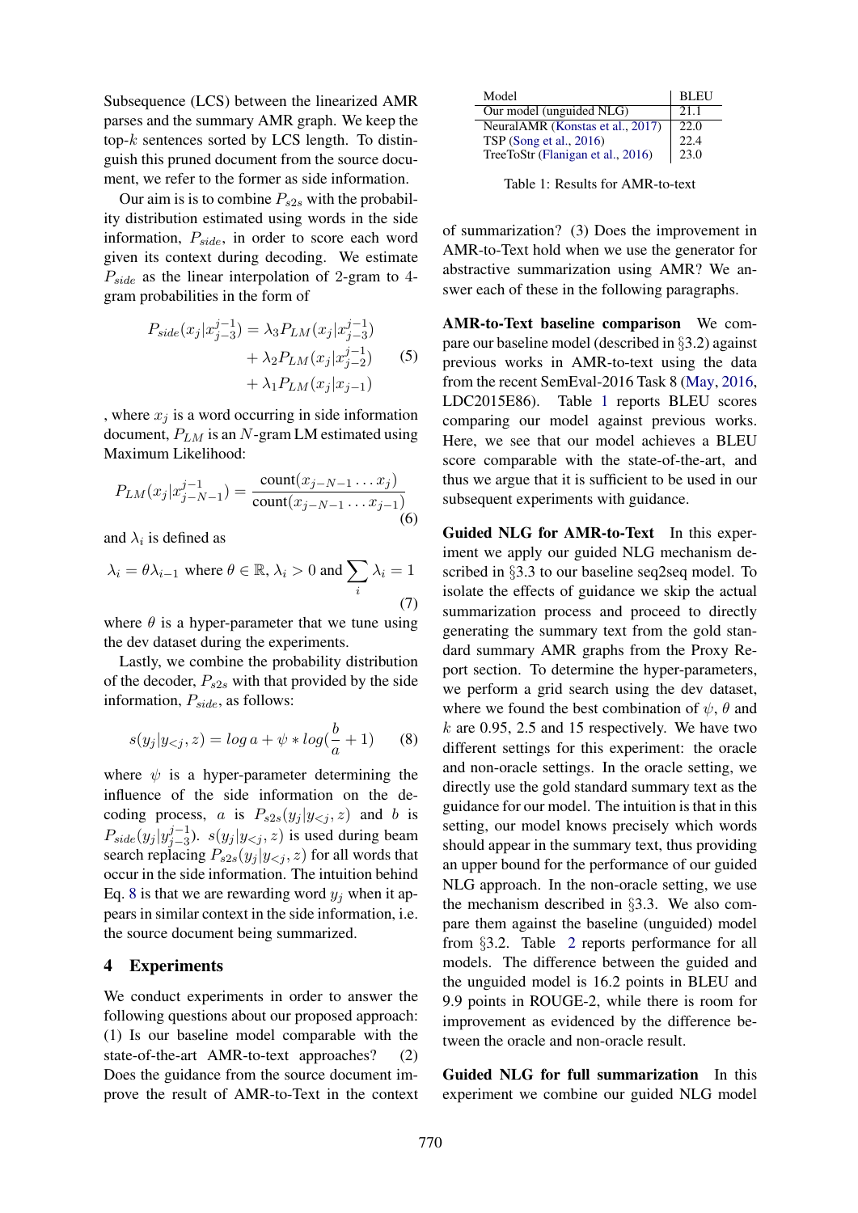Subsequence (LCS) between the linearized AMR parses and the summary AMR graph. We keep the top-$k$ sentences sorted by LCS length. To distinguish this pruned document from the source document, we refer to the former as side information.

Our aim is is to combine $P_{s2s}$ with the probability distribution estimated using words in the side information, $P_{side}$, in order to score each word given its context during decoding. We estimate $P_{side}$ as the linear interpolation of 2-gram to 4-gram probabilities in the form of

$$
\begin{aligned}
P_{side}(x_j|x_{j-3}^{j-1}) = &\lambda_3 P_{LM}(x_j|x_{j-3}^{j-1}) \\
&+ \lambda_2 P_{LM}(x_j|x_{j-2}^{j-1}) \\
&+ \lambda_1 P_{LM}(x_j|x_{j-1})
\end{aligned} \tag{5}
$$

, where $x_j$ is a word occurring in side information document, $P_{LM}$ is an $N$-gram LM estimated using Maximum Likelihood:

$$
P_{LM}(x_j|x_{j-N-1}^{j-1}) = \frac{\text{count}(x_{j-N-1} \ldots x_j)}{\text{count}(x_{j-N-1} \ldots x_{j-1})} \tag{6}
$$

and $\lambda_i$ is defined as

$$
\lambda_i = \theta \lambda_{i-1} \text{ where } \theta \in \mathbb{R}, \lambda_i > 0 \text{ and } \sum_i \lambda_i = 1 \tag{7}
$$

where $\theta$ is a hyper-parameter that we tune using the dev dataset during the experiments.

Lastly, we combine the probability distribution of the decoder, $P_{s2s}$ with that provided by the side information, $P_{side}$, as follows:

$$
s(y_j|y_{<j}, z) = log\, a + \psi * log(\frac{b}{a} + 1) \tag{8}
$$

where $\psi$ is a hyper-parameter determining the influence of the side information on the decoding process, $a$ is $P_{s2s}(y_j|y_{<j}, z)$ and $b$ is $P_{side}(y_j|y_{j-3}^{j-1})$. $s(y_j|y_{<j}, z)$ is used during beam search replacing $P_{s2s}(y_j|y_{<j}, z)$ for all words that occur in the side information. The intuition behind Eq. 8 is that we are rewarding word $y_j$ when it appears in similar context in the side information, i.e. the source document being summarized.

## 4 Experiments

We conduct experiments in order to answer the following questions about our proposed approach: (1) Is our baseline model comparable with the state-of-the-art AMR-to-text approaches? (2) Does the guidance from the source document improve the result of AMR-to-Text in the context of summarization? (3) Does the improvement in AMR-to-Text hold when we use the generator for abstractive summarization using AMR? We answer each of these in the following paragraphs.

| Model | BLEU |
|---|---|
| Our model (unguided NLG) | 21.1 |
| NeuralAMR (Konstas et al., 2017) | 22.0 |
| TSP (Song et al., 2016) | 22.4 |
| TreeToStr (Flanigan et al., 2016) | 23.0 |

Table 1: Results for AMR-to-text

**AMR-to-Text baseline comparison** We compare our baseline model (described in §3.2) against previous works in AMR-to-text using the data from the recent SemEval-2016 Task 8 (May, 2016, LDC2015E86). Table 1 reports BLEU scores comparing our model against previous works. Here, we see that our model achieves a BLEU score comparable with the state-of-the-art, and thus we argue that it is sufficient to be used in our subsequent experiments with guidance.

**Guided NLG for AMR-to-Text** In this experiment we apply our guided NLG mechanism described in §3.3 to our baseline seq2seq model. To isolate the effects of guidance we skip the actual summarization process and proceed to directly generating the summary text from the gold standard summary AMR graphs from the Proxy Report section. To determine the hyper-parameters, we perform a grid search using the dev dataset, where we found the best combination of $\psi$, $\theta$ and $k$ are 0.95, 2.5 and 15 respectively. We have two different settings for this experiment: the oracle and non-oracle settings. In the oracle setting, we directly use the gold standard summary text as the guidance for our model. The intuition is that in this setting, our model knows precisely which words should appear in the summary text, thus providing an upper bound for the performance of our guided NLG approach. In the non-oracle setting, we use the mechanism described in §3.3. We also compare them against the baseline (unguided) model from §3.2. Table 2 reports performance for all models. The difference between the guided and the unguided model is 16.2 points in BLEU and 9.9 points in ROUGE-2, while there is room for improvement as evidenced by the difference between the oracle and non-oracle result.

**Guided NLG for full summarization** In this experiment we combine our guided NLG model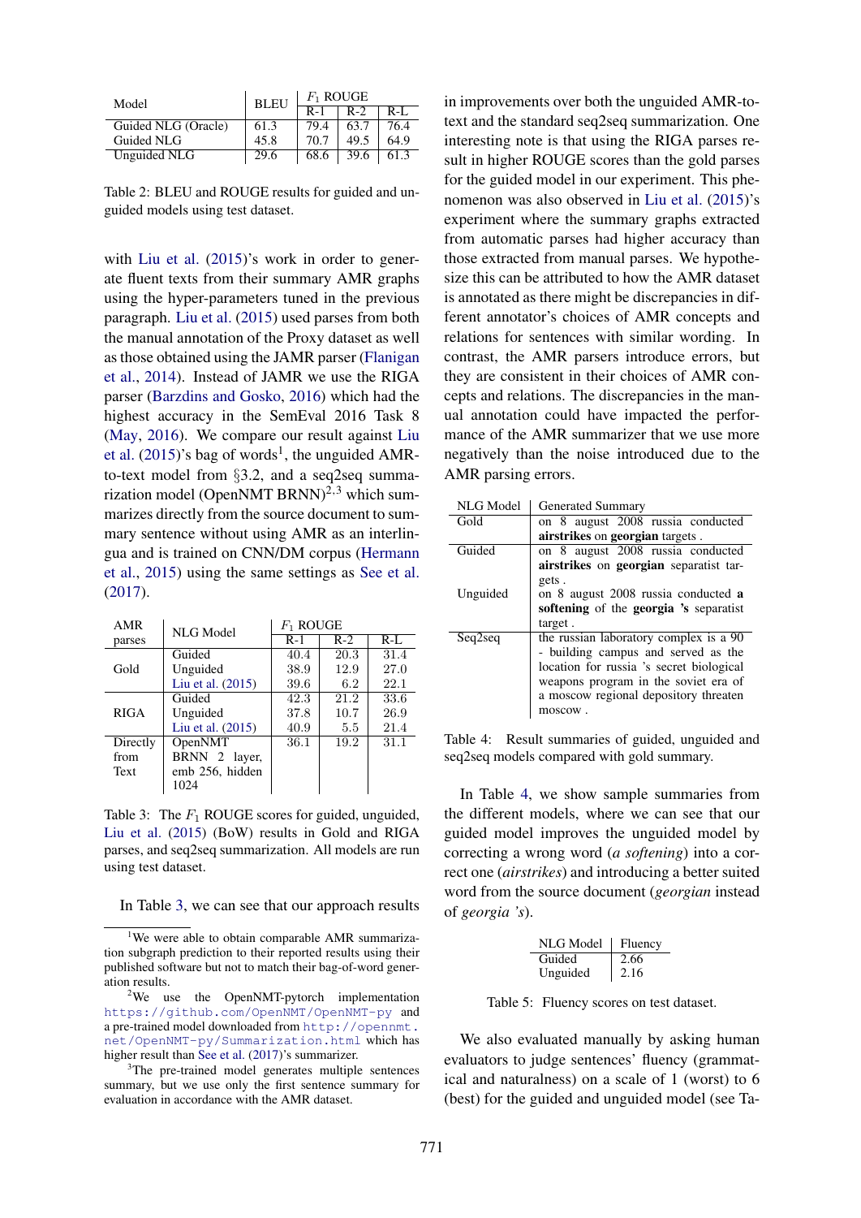| Model | BLEU | $F_1$ ROUGE | | |
|---|---|---|---|---|
| | | R-1 | R-2 | R-L |
| Guided NLG (Oracle) | 61.3 | 79.4 | 63.7 | 76.4 |
| Guided NLG | 45.8 | 70.7 | 49.5 | 64.9 |
| Unguided NLG | 29.6 | 68.6 | 39.6 | 61.3 |

Table 2: BLEU and ROUGE results for guided and unguided models using test dataset.

with Liu et al. (2015)'s work in order to generate fluent texts from their summary AMR graphs using the hyper-parameters tuned in the previous paragraph. Liu et al. (2015) used parses from both the manual annotation of the Proxy dataset as well as those obtained using the JAMR parser (Flanigan et al., 2014). Instead of JAMR we use the RIGA parser (Barzdins and Gosko, 2016) which had the highest accuracy in the SemEval 2016 Task 8 (May, 2016). We compare our result against Liu et al. (2015)'s bag of words[1], the unguided AMR-to-text model from §3.2, and a seq2seq summarization model (OpenNMT BRNN)[2,3] which summarizes directly from the source document to summary sentence without using AMR as an interlingua and is trained on CNN/DM corpus (Hermann et al., 2015) using the same settings as See et al. (2017).

| AMR parses | NLG Model | $F_1$ ROUGE | | |
|---|---|---|---|---|
| | | R-1 | R-2 | R-L |
| Gold | Guided | 40.4 | 20.3 | 31.4 |
| | Unguided | 38.9 | 12.9 | 27.0 |
| | Liu et al. (2015) | 39.6 | 6.2 | 22.1 |
| RIGA | Guided | 42.3 | 21.2 | 33.6 |
| | Unguided | 37.8 | 10.7 | 26.9 |
| | Liu et al. (2015) | 40.9 | 5.5 | 21.4 |
| Directly from Text | OpenNMT BRNN 2 layer, emb 256, hidden 1024 | 36.1 | 19.2 | 31.1 |

Table 3: The $F_1$ ROUGE scores for guided, unguided, Liu et al. (2015) (BoW) results in Gold and RIGA parses, and seq2seq summarization. All models are run using test dataset.

In Table 3, we can see that our approach results in improvements over both the unguided AMR-to-text and the standard seq2seq summarization. One interesting note is that using the RIGA parses result in higher ROUGE scores than the gold parses for the guided model in our experiment. This phenomenon was also observed in Liu et al. (2015)'s experiment where the summary graphs extracted from automatic parses had higher accuracy than those extracted from manual parses. We hypothesize this can be attributed to how the AMR dataset is annotated as there might be discrepancies in different annotator's choices of AMR concepts and relations for sentences with similar wording. In contrast, the AMR parsers introduce errors, but they are consistent in their choices of AMR concepts and relations. The discrepancies in the manual annotation could have impacted the performance of the AMR summarizer that we use more negatively than the noise introduced due to the AMR parsing errors.

| NLG Model | Generated Summary |
|---|---|
| Gold | on 8 august 2008 russia conducted **airstrikes** on **georgian** targets . |
| Guided | on 8 august 2008 russia conducted **airstrikes** on **georgian** separatist targets . |
| Unguided | on 8 august 2008 russia conducted **a softening** of the **georgia 's** separatist target . |
| Seq2seq | the russian laboratory complex is a 90 - building campus and served as the location for russia 's secret biological weapons program in the soviet era of a moscow regional depository threaten moscow . |

Table 4: Result summaries of guided, unguided and seq2seq models compared with gold summary.

In Table 4, we show sample summaries from the different models, where we can see that our guided model improves the unguided model by correcting a wrong word (*a softening*) into a correct one (*airstrikes*) and introducing a better suited word from the source document (*georgian* instead of *georgia 's*).

| NLG Model | Fluency |
|---|---|
| Guided | 2.66 |
| Unguided | 2.16 |

Table 5: Fluency scores on test dataset.

We also evaluated manually by asking human evaluators to judge sentences' fluency (grammatical and naturalness) on a scale of 1 (worst) to 6 (best) for the guided and unguided model (see Ta-

[1] We were able to obtain comparable AMR summarization subgraph prediction to their reported results using their published software but not to match their bag-of-word generation results.

[2] We use the OpenNMT-pytorch implementation https://github.com/OpenNMT/OpenNMT-py and a pre-trained model downloaded from http://opennmt.net/OpenNMT-py/Summarization.html which has higher result than See et al. (2017)'s summarizer.

[3] The pre-trained model generates multiple sentences summary, but we use only the first sentence summary for evaluation in accordance with the AMR dataset.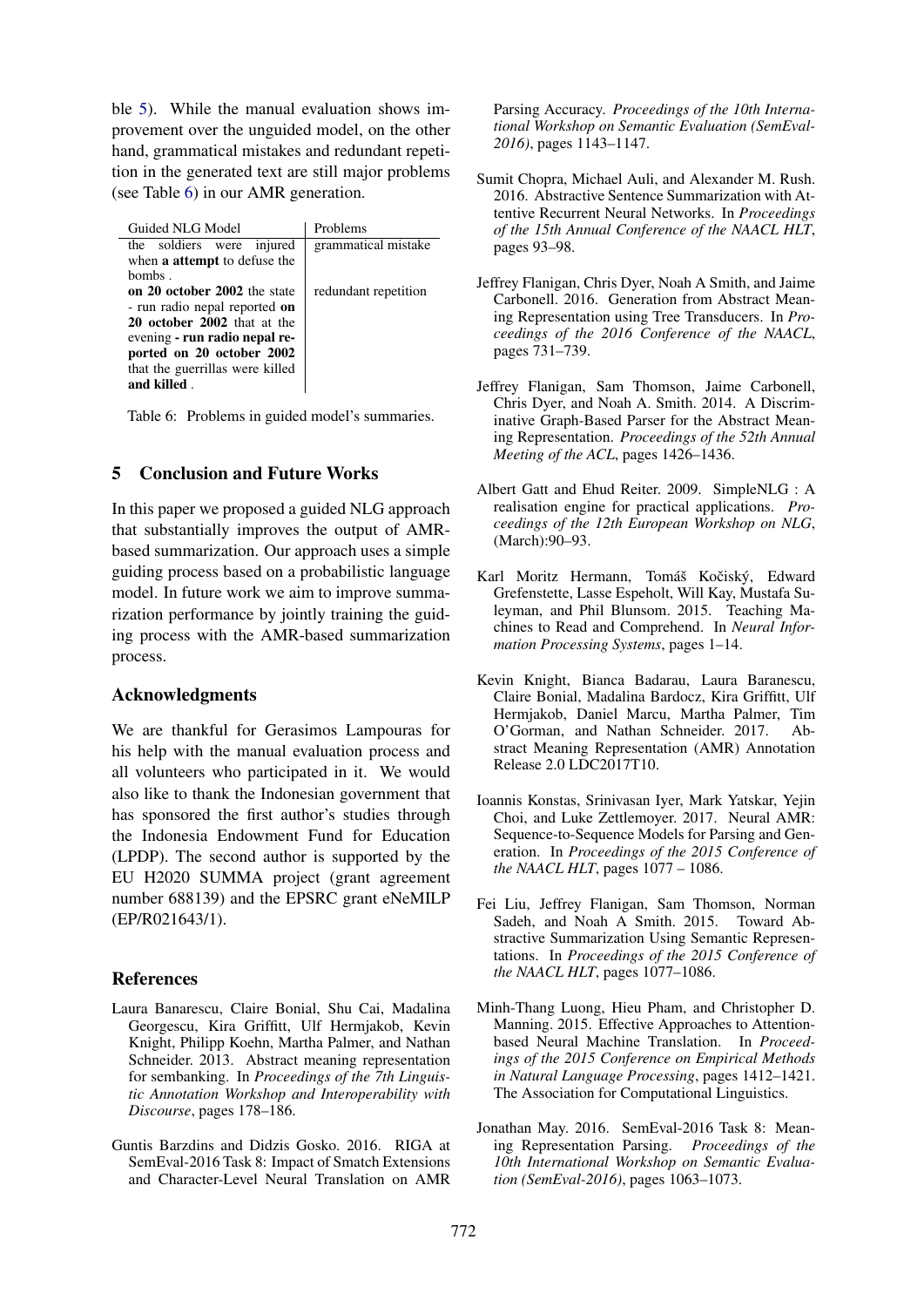ble 5). While the manual evaluation shows improvement over the unguided model, on the other hand, grammatical mistakes and redundant repetition in the generated text are still major problems (see Table 6) in our AMR generation.

| Guided NLG Model | Problems |
|---|---|
| the soldiers were injured when **a attempt** to defuse the bombs . | grammatical mistake |
| **on 20 october 2002** the state - run radio nepal reported **on 20 october 2002** that at the evening **- run radio nepal reported on 20 october 2002** that the guerrillas were killed **and killed** . | redundant repetition |

Table 6: Problems in guided model's summaries.

## 5 Conclusion and Future Works

In this paper we proposed a guided NLG approach that substantially improves the output of AMR-based summarization. Our approach uses a simple guiding process based on a probabilistic language model. In future work we aim to improve summarization performance by jointly training the guiding process with the AMR-based summarization process.

### Acknowledgments

We are thankful for Gerasimos Lampouras for his help with the manual evaluation process and all volunteers who participated in it. We would also like to thank the Indonesian government that has sponsored the first author's studies through the Indonesia Endowment Fund for Education (LPDP). The second author is supported by the EU H2020 SUMMA project (grant agreement number 688139) and the EPSRC grant eNeMILP (EP/R021643/1).

## References

Laura Banarescu, Claire Bonial, Shu Cai, Madalina Georgescu, Kira Griffitt, Ulf Hermjakob, Kevin Knight, Philipp Koehn, Martha Palmer, and Nathan Schneider. 2013. Abstract meaning representation for sembanking. In *Proceedings of the 7th Linguistic Annotation Workshop and Interoperability with Discourse*, pages 178–186.

Guntis Barzdins and Didzis Gosko. 2016. RIGA at SemEval-2016 Task 8: Impact of Smatch Extensions and Character-Level Neural Translation on AMR Parsing Accuracy. *Proceedings of the 10th International Workshop on Semantic Evaluation (SemEval-2016)*, pages 1143–1147.

Sumit Chopra, Michael Auli, and Alexander M. Rush. 2016. Abstractive Sentence Summarization with Attentive Recurrent Neural Networks. In *Proceedings of the 15th Annual Conference of the NAACL HLT*, pages 93–98.

Jeffrey Flanigan, Chris Dyer, Noah A Smith, and Jaime Carbonell. 2016. Generation from Abstract Meaning Representation using Tree Transducers. In *Proceedings of the 2016 Conference of the NAACL*, pages 731–739.

Jeffrey Flanigan, Sam Thomson, Jaime Carbonell, Chris Dyer, and Noah A. Smith. 2014. A Discriminative Graph-Based Parser for the Abstract Meaning Representation. *Proceedings of the 52th Annual Meeting of the ACL*, pages 1426–1436.

Albert Gatt and Ehud Reiter. 2009. SimpleNLG : A realisation engine for practical applications. *Proceedings of the 12th European Workshop on NLG*, (March):90–93.

Karl Moritz Hermann, Tomáš Kočiský, Edward Grefenstette, Lasse Espeholt, Will Kay, Mustafa Suleyman, and Phil Blunsom. 2015. Teaching Machines to Read and Comprehend. In *Neural Information Processing Systems*, pages 1–14.

Kevin Knight, Bianca Badarau, Laura Baranescu, Claire Bonial, Madalina Bardocz, Kira Griffitt, Ulf Hermjakob, Daniel Marcu, Martha Palmer, Tim O'Gorman, and Nathan Schneider. 2017. Abstract Meaning Representation (AMR) Annotation Release 2.0 LDC2017T10.

Ioannis Konstas, Srinivasan Iyer, Mark Yatskar, Yejin Choi, and Luke Zettlemoyer. 2017. Neural AMR: Sequence-to-Sequence Models for Parsing and Generation. In *Proceedings of the 2015 Conference of the NAACL HLT*, pages 1077 – 1086.

Fei Liu, Jeffrey Flanigan, Sam Thomson, Norman Sadeh, and Noah A Smith. 2015. Toward Abstractive Summarization Using Semantic Representations. In *Proceedings of the 2015 Conference of the NAACL HLT*, pages 1077–1086.

Minh-Thang Luong, Hieu Pham, and Christopher D. Manning. 2015. Effective Approaches to Attention-based Neural Machine Translation. In *Proceedings of the 2015 Conference on Empirical Methods in Natural Language Processing*, pages 1412–1421. The Association for Computational Linguistics.

Jonathan May. 2016. SemEval-2016 Task 8: Meaning Representation Parsing. *Proceedings of the 10th International Workshop on Semantic Evaluation (SemEval-2016)*, pages 1063–1073.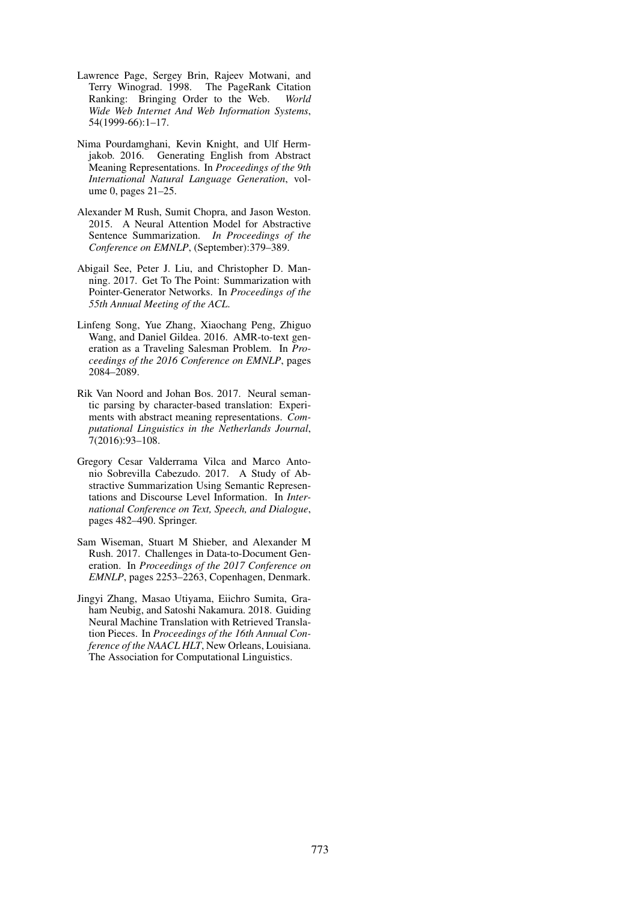Lawrence Page, Sergey Brin, Rajeev Motwani, and Terry Winograd. 1998. The PageRank Citation Ranking: Bringing Order to the Web. *World Wide Web Internet And Web Information Systems*, 54(1999-66):1–17.

Nima Pourdamghani, Kevin Knight, and Ulf Hermjakob. 2016. Generating English from Abstract Meaning Representations. In *Proceedings of the 9th International Natural Language Generation*, volume 0, pages 21–25.

Alexander M Rush, Sumit Chopra, and Jason Weston. 2015. A Neural Attention Model for Abstractive Sentence Summarization. *In Proceedings of the Conference on EMNLP*, (September):379–389.

Abigail See, Peter J. Liu, and Christopher D. Manning. 2017. Get To The Point: Summarization with Pointer-Generator Networks. In *Proceedings of the 55th Annual Meeting of the ACL*.

Linfeng Song, Yue Zhang, Xiaochang Peng, Zhiguo Wang, and Daniel Gildea. 2016. AMR-to-text generation as a Traveling Salesman Problem. In *Proceedings of the 2016 Conference on EMNLP*, pages 2084–2089.

Rik Van Noord and Johan Bos. 2017. Neural semantic parsing by character-based translation: Experiments with abstract meaning representations. *Computational Linguistics in the Netherlands Journal*, 7(2016):93–108.

Gregory Cesar Valderrama Vilca and Marco Antonio Sobrevilla Cabezudo. 2017. A Study of Abstractive Summarization Using Semantic Representations and Discourse Level Information. In *International Conference on Text, Speech, and Dialogue*, pages 482–490. Springer.

Sam Wiseman, Stuart M Shieber, and Alexander M Rush. 2017. Challenges in Data-to-Document Generation. In *Proceedings of the 2017 Conference on EMNLP*, pages 2253–2263, Copenhagen, Denmark.

Jingyi Zhang, Masao Utiyama, Eiichro Sumita, Graham Neubig, and Satoshi Nakamura. 2018. Guiding Neural Machine Translation with Retrieved Translation Pieces. In *Proceedings of the 16th Annual Conference of the NAACL HLT*, New Orleans, Louisiana. The Association for Computational Linguistics.